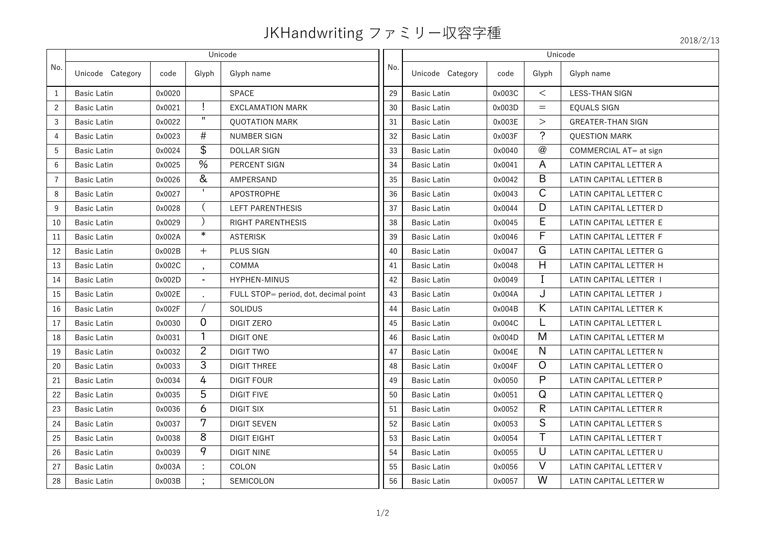# JKHandwriting ファミリー収容字種

2018/2/13

| No. | Unicode | | | | No. | Unicode | | | |
|---|---|---|---|---|---|---|---|---|---|
| | Unicode Category | code | Glyph | Glyph name | | Unicode Category | code | Glyph | Glyph name |
| 1 | Basic Latin | 0x0020 | | SPACE | 29 | Basic Latin | 0x003C | < | LESS-THAN SIGN |
| 2 | Basic Latin | 0x0021 | ! | EXCLAMATION MARK | 30 | Basic Latin | 0x003D | = | EQUALS SIGN |
| 3 | Basic Latin | 0x0022 | " | QUOTATION MARK | 31 | Basic Latin | 0x003E | > | GREATER-THAN SIGN |
| 4 | Basic Latin | 0x0023 | # | NUMBER SIGN | 32 | Basic Latin | 0x003F | ? | QUESTION MARK |
| 5 | Basic Latin | 0x0024 | $ | DOLLAR SIGN | 33 | Basic Latin | 0x0040 | @ | COMMERCIAL AT= at sign |
| 6 | Basic Latin | 0x0025 | % | PERCENT SIGN | 34 | Basic Latin | 0x0041 | A | LATIN CAPITAL LETTER A |
| 7 | Basic Latin | 0x0026 | & | AMPERSAND | 35 | Basic Latin | 0x0042 | B | LATIN CAPITAL LETTER B |
| 8 | Basic Latin | 0x0027 | ' | APOSTROPHE | 36 | Basic Latin | 0x0043 | C | LATIN CAPITAL LETTER C |
| 9 | Basic Latin | 0x0028 | ( | LEFT PARENTHESIS | 37 | Basic Latin | 0x0044 | D | LATIN CAPITAL LETTER D |
| 10 | Basic Latin | 0x0029 | ) | RIGHT PARENTHESIS | 38 | Basic Latin | 0x0045 | E | LATIN CAPITAL LETTER E |
| 11 | Basic Latin | 0x002A | * | ASTERISK | 39 | Basic Latin | 0x0046 | F | LATIN CAPITAL LETTER F |
| 12 | Basic Latin | 0x002B | + | PLUS SIGN | 40 | Basic Latin | 0x0047 | G | LATIN CAPITAL LETTER G |
| 13 | Basic Latin | 0x002C | , | COMMA | 41 | Basic Latin | 0x0048 | H | LATIN CAPITAL LETTER H |
| 14 | Basic Latin | 0x002D | - | HYPHEN-MINUS | 42 | Basic Latin | 0x0049 | I | LATIN CAPITAL LETTER I |
| 15 | Basic Latin | 0x002E | . | FULL STOP= period, dot, decimal point | 43 | Basic Latin | 0x004A | J | LATIN CAPITAL LETTER J |
| 16 | Basic Latin | 0x002F | / | SOLIDUS | 44 | Basic Latin | 0x004B | K | LATIN CAPITAL LETTER K |
| 17 | Basic Latin | 0x0030 | 0 | DIGIT ZERO | 45 | Basic Latin | 0x004C | L | LATIN CAPITAL LETTER L |
| 18 | Basic Latin | 0x0031 | 1 | DIGIT ONE | 46 | Basic Latin | 0x004D | M | LATIN CAPITAL LETTER M |
| 19 | Basic Latin | 0x0032 | 2 | DIGIT TWO | 47 | Basic Latin | 0x004E | N | LATIN CAPITAL LETTER N |
| 20 | Basic Latin | 0x0033 | 3 | DIGIT THREE | 48 | Basic Latin | 0x004F | O | LATIN CAPITAL LETTER O |
| 21 | Basic Latin | 0x0034 | 4 | DIGIT FOUR | 49 | Basic Latin | 0x0050 | P | LATIN CAPITAL LETTER P |
| 22 | Basic Latin | 0x0035 | 5 | DIGIT FIVE | 50 | Basic Latin | 0x0051 | Q | LATIN CAPITAL LETTER Q |
| 23 | Basic Latin | 0x0036 | 6 | DIGIT SIX | 51 | Basic Latin | 0x0052 | R | LATIN CAPITAL LETTER R |
| 24 | Basic Latin | 0x0037 | 7 | DIGIT SEVEN | 52 | Basic Latin | 0x0053 | S | LATIN CAPITAL LETTER S |
| 25 | Basic Latin | 0x0038 | 8 | DIGIT EIGHT | 53 | Basic Latin | 0x0054 | T | LATIN CAPITAL LETTER T |
| 26 | Basic Latin | 0x0039 | 9 | DIGIT NINE | 54 | Basic Latin | 0x0055 | U | LATIN CAPITAL LETTER U |
| 27 | Basic Latin | 0x003A | : | COLON | 55 | Basic Latin | 0x0056 | V | LATIN CAPITAL LETTER V |
| 28 | Basic Latin | 0x003B | ; | SEMICOLON | 56 | Basic Latin | 0x0057 | W | LATIN CAPITAL LETTER W |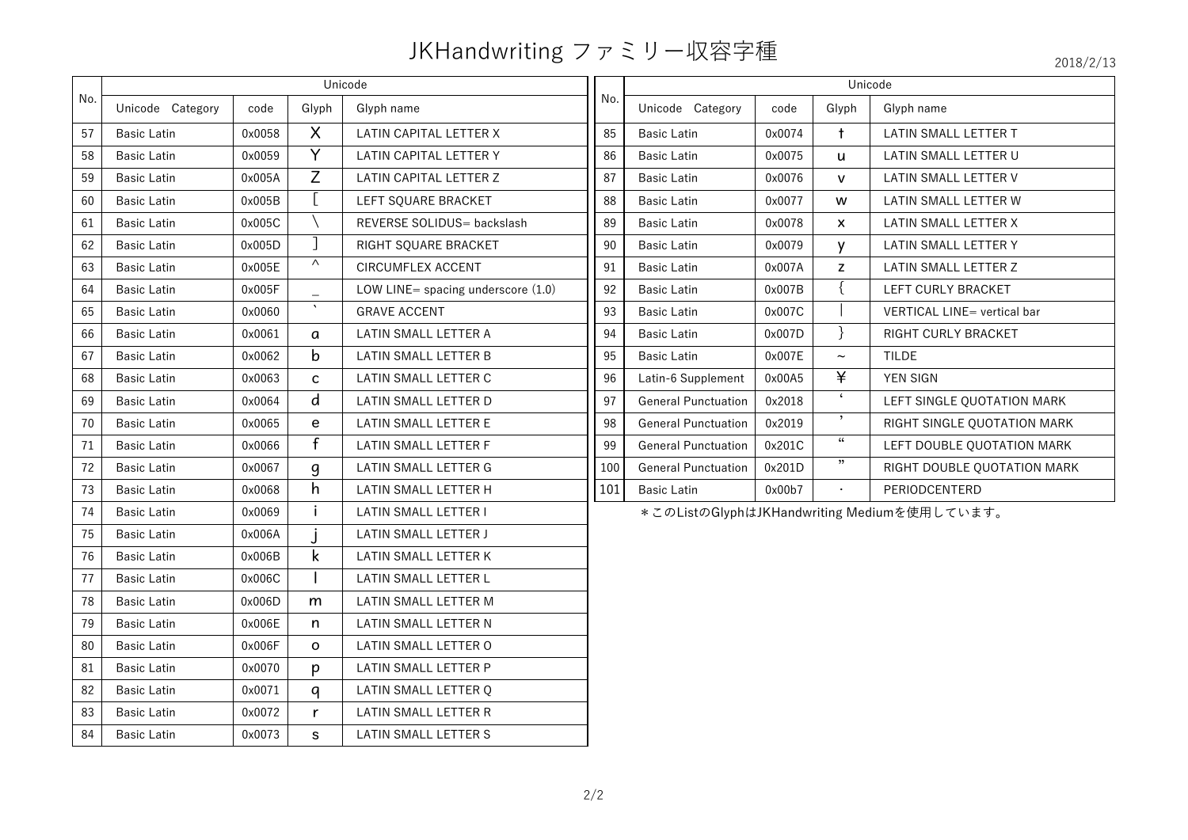# JKHandwriting ファミリー収容字種

2018/2/13

| No. | Unicode Category | code | Glyph | Glyph name |
|---|---|---|---|---|
| 57 | Basic Latin | 0x0058 | X | LATIN CAPITAL LETTER X |
| 58 | Basic Latin | 0x0059 | Y | LATIN CAPITAL LETTER Y |
| 59 | Basic Latin | 0x005A | Z | LATIN CAPITAL LETTER Z |
| 60 | Basic Latin | 0x005B | [ | LEFT SQUARE BRACKET |
| 61 | Basic Latin | 0x005C | \ | REVERSE SOLIDUS= backslash |
| 62 | Basic Latin | 0x005D | ] | RIGHT SQUARE BRACKET |
| 63 | Basic Latin | 0x005E | ^ | CIRCUMFLEX ACCENT |
| 64 | Basic Latin | 0x005F | _ | LOW LINE= spacing underscore (1.0) |
| 65 | Basic Latin | 0x0060 | ` | GRAVE ACCENT |
| 66 | Basic Latin | 0x0061 | a | LATIN SMALL LETTER A |
| 67 | Basic Latin | 0x0062 | b | LATIN SMALL LETTER B |
| 68 | Basic Latin | 0x0063 | c | LATIN SMALL LETTER C |
| 69 | Basic Latin | 0x0064 | d | LATIN SMALL LETTER D |
| 70 | Basic Latin | 0x0065 | e | LATIN SMALL LETTER E |
| 71 | Basic Latin | 0x0066 | f | LATIN SMALL LETTER F |
| 72 | Basic Latin | 0x0067 | g | LATIN SMALL LETTER G |
| 73 | Basic Latin | 0x0068 | h | LATIN SMALL LETTER H |
| 74 | Basic Latin | 0x0069 | i | LATIN SMALL LETTER I |
| 75 | Basic Latin | 0x006A | j | LATIN SMALL LETTER J |
| 76 | Basic Latin | 0x006B | k | LATIN SMALL LETTER K |
| 77 | Basic Latin | 0x006C | l | LATIN SMALL LETTER L |
| 78 | Basic Latin | 0x006D | m | LATIN SMALL LETTER M |
| 79 | Basic Latin | 0x006E | n | LATIN SMALL LETTER N |
| 80 | Basic Latin | 0x006F | o | LATIN SMALL LETTER O |
| 81 | Basic Latin | 0x0070 | p | LATIN SMALL LETTER P |
| 82 | Basic Latin | 0x0071 | q | LATIN SMALL LETTER Q |
| 83 | Basic Latin | 0x0072 | r | LATIN SMALL LETTER R |
| 84 | Basic Latin | 0x0073 | s | LATIN SMALL LETTER S |
| 85 | Basic Latin | 0x0074 | t | LATIN SMALL LETTER T |
| 86 | Basic Latin | 0x0075 | u | LATIN SMALL LETTER U |
| 87 | Basic Latin | 0x0076 | v | LATIN SMALL LETTER V |
| 88 | Basic Latin | 0x0077 | w | LATIN SMALL LETTER W |
| 89 | Basic Latin | 0x0078 | x | LATIN SMALL LETTER X |
| 90 | Basic Latin | 0x0079 | y | LATIN SMALL LETTER Y |
| 91 | Basic Latin | 0x007A | z | LATIN SMALL LETTER Z |
| 92 | Basic Latin | 0x007B | { | LEFT CURLY BRACKET |
| 93 | Basic Latin | 0x007C | \| | VERTICAL LINE= vertical bar |
| 94 | Basic Latin | 0x007D | } | RIGHT CURLY BRACKET |
| 95 | Basic Latin | 0x007E | ~ | TILDE |
| 96 | Latin-6 Supplement | 0x00A5 | ¥ | YEN SIGN |
| 97 | General Punctuation | 0x2018 | ‘ | LEFT SINGLE QUOTATION MARK |
| 98 | General Punctuation | 0x2019 | ’ | RIGHT SINGLE QUOTATION MARK |
| 99 | General Punctuation | 0x201C | “ | LEFT DOUBLE QUOTATION MARK |
| 100 | General Punctuation | 0x201D | ” | RIGHT DOUBLE QUOTATION MARK |
| 101 | Basic Latin | 0x00b7 | · | PERIODCENTERD |

＊このListのGlyphはJKHandwriting Mediumを使用しています。